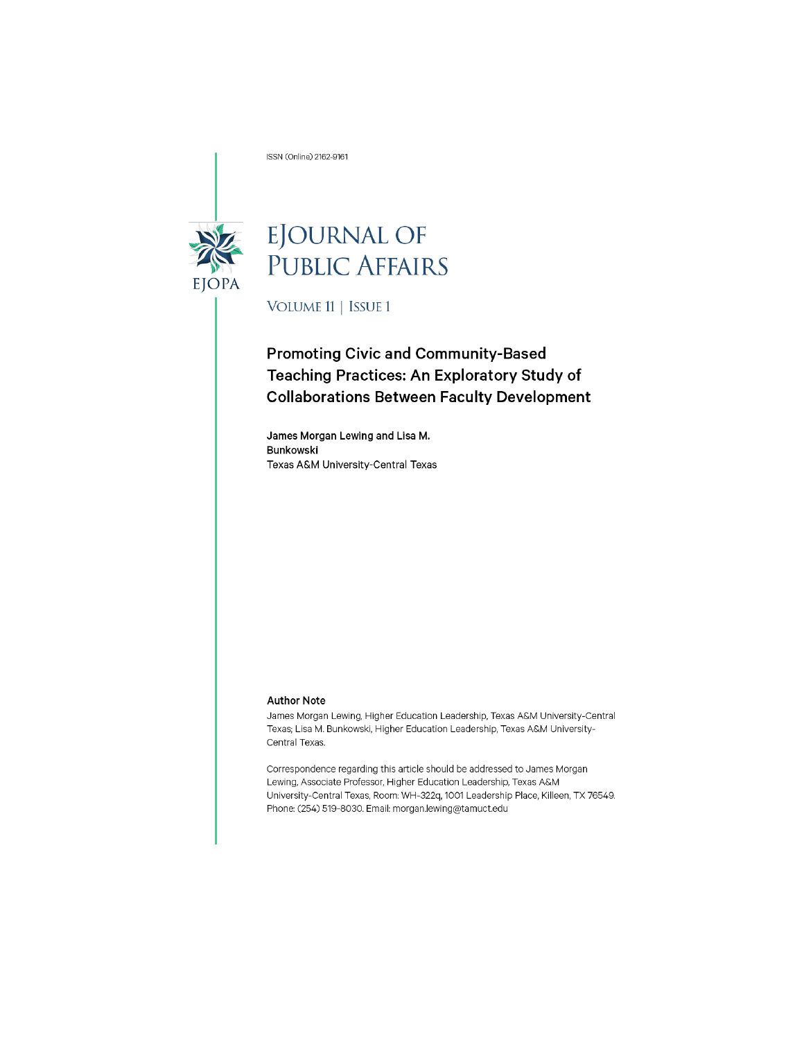ISSN (Online) 2162-9161

# eJournal of Public Affairs

Volume 11 | Issue 1

## Promoting Civic and Community-Based Teaching Practices: An Exploratory Study of Collaborations Between Faculty Development

**James Morgan Lewing and Lisa M. Bunkowski**
Texas A&M University-Central Texas

### Author Note

James Morgan Lewing, Higher Education Leadership, Texas A&M University-Central Texas; Lisa M. Bunkowski, Higher Education Leadership, Texas A&M University-Central Texas.

Correspondence regarding this article should be addressed to James Morgan Lewing, Associate Professor, Higher Education Leadership, Texas A&M University-Central Texas, Room: WH-322q, 1001 Leadership Place, Killeen, TX 76549. Phone: (254) 519-8030. Email: morgan.lewing@tamuct.edu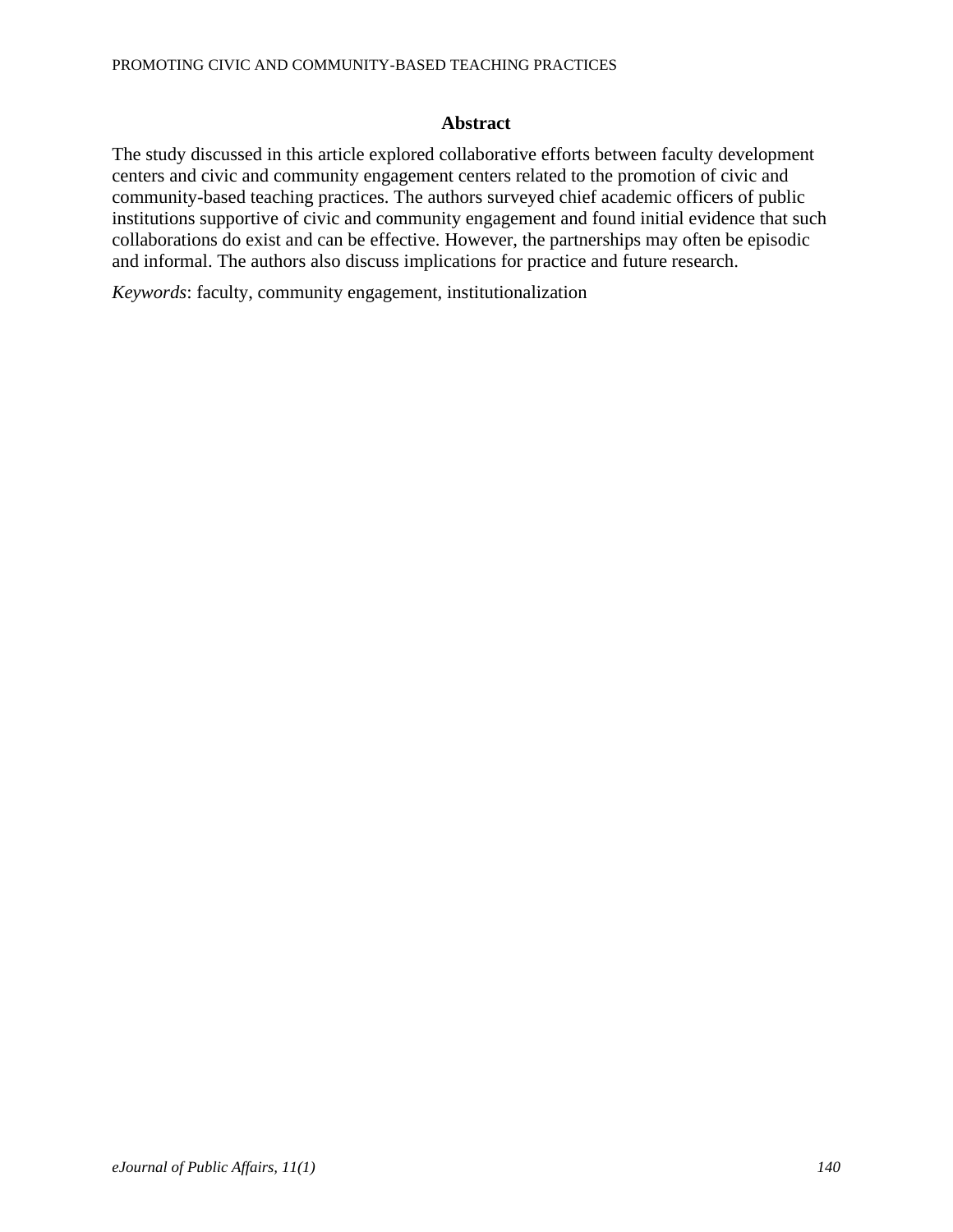## Abstract

The study discussed in this article explored collaborative efforts between faculty development centers and civic and community engagement centers related to the promotion of civic and community-based teaching practices. The authors surveyed chief academic officers of public institutions supportive of civic and community engagement and found initial evidence that such collaborations do exist and can be effective. However, the partnerships may often be episodic and informal. The authors also discuss implications for practice and future research.

*Keywords*: faculty, community engagement, institutionalization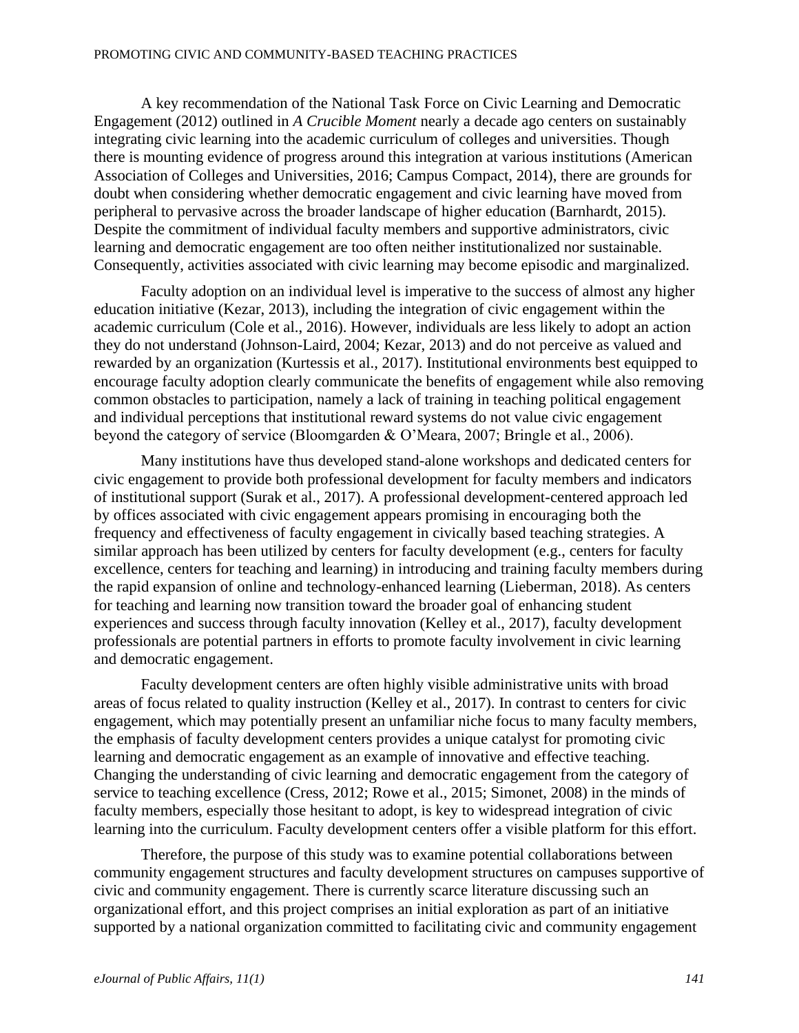A key recommendation of the National Task Force on Civic Learning and Democratic Engagement (2012) outlined in *A Crucible Moment* nearly a decade ago centers on sustainably integrating civic learning into the academic curriculum of colleges and universities. Though there is mounting evidence of progress around this integration at various institutions (American Association of Colleges and Universities, 2016; Campus Compact, 2014), there are grounds for doubt when considering whether democratic engagement and civic learning have moved from peripheral to pervasive across the broader landscape of higher education (Barnhardt, 2015). Despite the commitment of individual faculty members and supportive administrators, civic learning and democratic engagement are too often neither institutionalized nor sustainable. Consequently, activities associated with civic learning may become episodic and marginalized.

Faculty adoption on an individual level is imperative to the success of almost any higher education initiative (Kezar, 2013), including the integration of civic engagement within the academic curriculum (Cole et al., 2016). However, individuals are less likely to adopt an action they do not understand (Johnson-Laird, 2004; Kezar, 2013) and do not perceive as valued and rewarded by an organization (Kurtessis et al., 2017). Institutional environments best equipped to encourage faculty adoption clearly communicate the benefits of engagement while also removing common obstacles to participation, namely a lack of training in teaching political engagement and individual perceptions that institutional reward systems do not value civic engagement beyond the category of service (Bloomgarden & O'Meara, 2007; Bringle et al., 2006).

Many institutions have thus developed stand-alone workshops and dedicated centers for civic engagement to provide both professional development for faculty members and indicators of institutional support (Surak et al., 2017). A professional development-centered approach led by offices associated with civic engagement appears promising in encouraging both the frequency and effectiveness of faculty engagement in civically based teaching strategies. A similar approach has been utilized by centers for faculty development (e.g., centers for faculty excellence, centers for teaching and learning) in introducing and training faculty members during the rapid expansion of online and technology-enhanced learning (Lieberman, 2018). As centers for teaching and learning now transition toward the broader goal of enhancing student experiences and success through faculty innovation (Kelley et al., 2017), faculty development professionals are potential partners in efforts to promote faculty involvement in civic learning and democratic engagement.

Faculty development centers are often highly visible administrative units with broad areas of focus related to quality instruction (Kelley et al., 2017). In contrast to centers for civic engagement, which may potentially present an unfamiliar niche focus to many faculty members, the emphasis of faculty development centers provides a unique catalyst for promoting civic learning and democratic engagement as an example of innovative and effective teaching. Changing the understanding of civic learning and democratic engagement from the category of service to teaching excellence (Cress, 2012; Rowe et al., 2015; Simonet, 2008) in the minds of faculty members, especially those hesitant to adopt, is key to widespread integration of civic learning into the curriculum. Faculty development centers offer a visible platform for this effort.

Therefore, the purpose of this study was to examine potential collaborations between community engagement structures and faculty development structures on campuses supportive of civic and community engagement. There is currently scarce literature discussing such an organizational effort, and this project comprises an initial exploration as part of an initiative supported by a national organization committed to facilitating civic and community engagement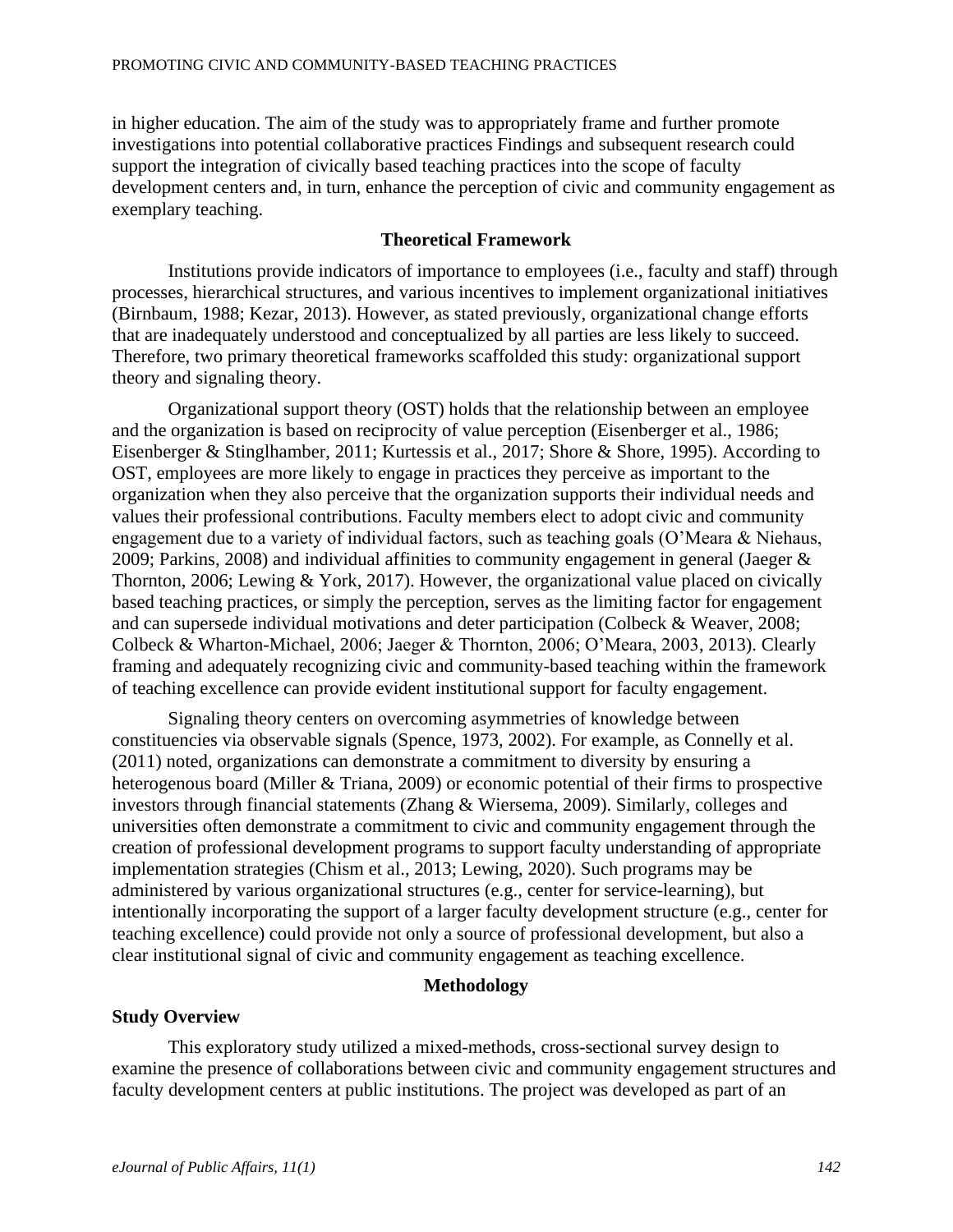in higher education. The aim of the study was to appropriately frame and further promote investigations into potential collaborative practices Findings and subsequent research could support the integration of civically based teaching practices into the scope of faculty development centers and, in turn, enhance the perception of civic and community engagement as exemplary teaching.

## Theoretical Framework

Institutions provide indicators of importance to employees (i.e., faculty and staff) through processes, hierarchical structures, and various incentives to implement organizational initiatives (Birnbaum, 1988; Kezar, 2013). However, as stated previously, organizational change efforts that are inadequately understood and conceptualized by all parties are less likely to succeed. Therefore, two primary theoretical frameworks scaffolded this study: organizational support theory and signaling theory.

Organizational support theory (OST) holds that the relationship between an employee and the organization is based on reciprocity of value perception (Eisenberger et al., 1986; Eisenberger & Stinglhamber, 2011; Kurtessis et al., 2017; Shore & Shore, 1995). According to OST, employees are more likely to engage in practices they perceive as important to the organization when they also perceive that the organization supports their individual needs and values their professional contributions. Faculty members elect to adopt civic and community engagement due to a variety of individual factors, such as teaching goals (O'Meara & Niehaus, 2009; Parkins, 2008) and individual affinities to community engagement in general (Jaeger & Thornton, 2006; Lewing & York, 2017). However, the organizational value placed on civically based teaching practices, or simply the perception, serves as the limiting factor for engagement and can supersede individual motivations and deter participation (Colbeck & Weaver, 2008; Colbeck & Wharton-Michael, 2006; Jaeger & Thornton, 2006; O'Meara, 2003, 2013). Clearly framing and adequately recognizing civic and community-based teaching within the framework of teaching excellence can provide evident institutional support for faculty engagement.

Signaling theory centers on overcoming asymmetries of knowledge between constituencies via observable signals (Spence, 1973, 2002). For example, as Connelly et al. (2011) noted, organizations can demonstrate a commitment to diversity by ensuring a heterogenous board (Miller & Triana, 2009) or economic potential of their firms to prospective investors through financial statements (Zhang & Wiersema, 2009). Similarly, colleges and universities often demonstrate a commitment to civic and community engagement through the creation of professional development programs to support faculty understanding of appropriate implementation strategies (Chism et al., 2013; Lewing, 2020). Such programs may be administered by various organizational structures (e.g., center for service-learning), but intentionally incorporating the support of a larger faculty development structure (e.g., center for teaching excellence) could provide not only a source of professional development, but also a clear institutional signal of civic and community engagement as teaching excellence.

## Methodology

### Study Overview

This exploratory study utilized a mixed-methods, cross-sectional survey design to examine the presence of collaborations between civic and community engagement structures and faculty development centers at public institutions. The project was developed as part of an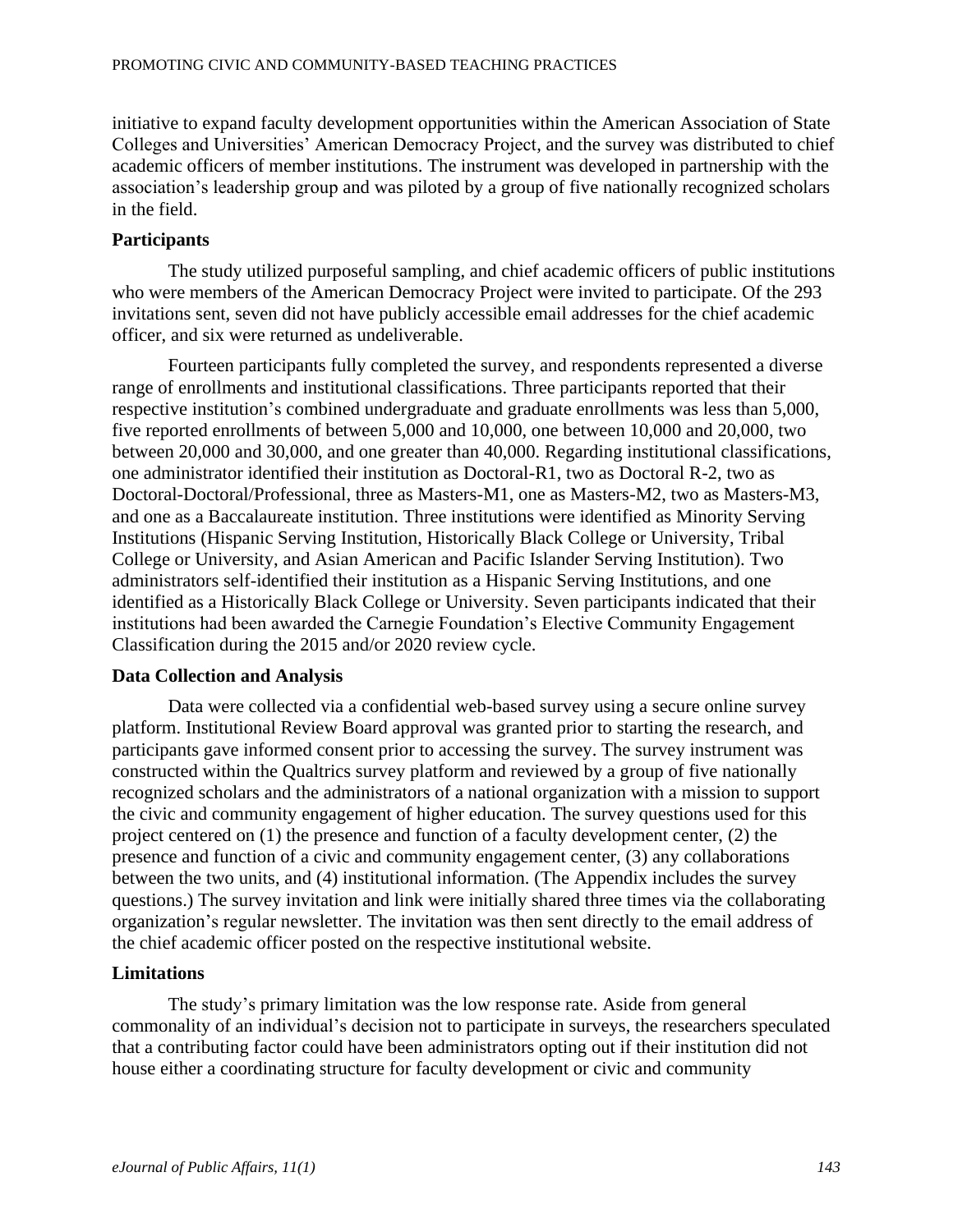initiative to expand faculty development opportunities within the American Association of State Colleges and Universities' American Democracy Project, and the survey was distributed to chief academic officers of member institutions. The instrument was developed in partnership with the association's leadership group and was piloted by a group of five nationally recognized scholars in the field.

## Participants

The study utilized purposeful sampling, and chief academic officers of public institutions who were members of the American Democracy Project were invited to participate. Of the 293 invitations sent, seven did not have publicly accessible email addresses for the chief academic officer, and six were returned as undeliverable.

Fourteen participants fully completed the survey, and respondents represented a diverse range of enrollments and institutional classifications. Three participants reported that their respective institution's combined undergraduate and graduate enrollments was less than 5,000, five reported enrollments of between 5,000 and 10,000, one between 10,000 and 20,000, two between 20,000 and 30,000, and one greater than 40,000. Regarding institutional classifications, one administrator identified their institution as Doctoral-R1, two as Doctoral R-2, two as Doctoral-Doctoral/Professional, three as Masters-M1, one as Masters-M2, two as Masters-M3, and one as a Baccalaureate institution. Three institutions were identified as Minority Serving Institutions (Hispanic Serving Institution, Historically Black College or University, Tribal College or University, and Asian American and Pacific Islander Serving Institution). Two administrators self-identified their institution as a Hispanic Serving Institutions, and one identified as a Historically Black College or University. Seven participants indicated that their institutions had been awarded the Carnegie Foundation's Elective Community Engagement Classification during the 2015 and/or 2020 review cycle.

## Data Collection and Analysis

Data were collected via a confidential web-based survey using a secure online survey platform. Institutional Review Board approval was granted prior to starting the research, and participants gave informed consent prior to accessing the survey. The survey instrument was constructed within the Qualtrics survey platform and reviewed by a group of five nationally recognized scholars and the administrators of a national organization with a mission to support the civic and community engagement of higher education. The survey questions used for this project centered on (1) the presence and function of a faculty development center, (2) the presence and function of a civic and community engagement center, (3) any collaborations between the two units, and (4) institutional information. (The Appendix includes the survey questions.) The survey invitation and link were initially shared three times via the collaborating organization's regular newsletter. The invitation was then sent directly to the email address of the chief academic officer posted on the respective institutional website.

## Limitations

The study's primary limitation was the low response rate. Aside from general commonality of an individual's decision not to participate in surveys, the researchers speculated that a contributing factor could have been administrators opting out if their institution did not house either a coordinating structure for faculty development or civic and community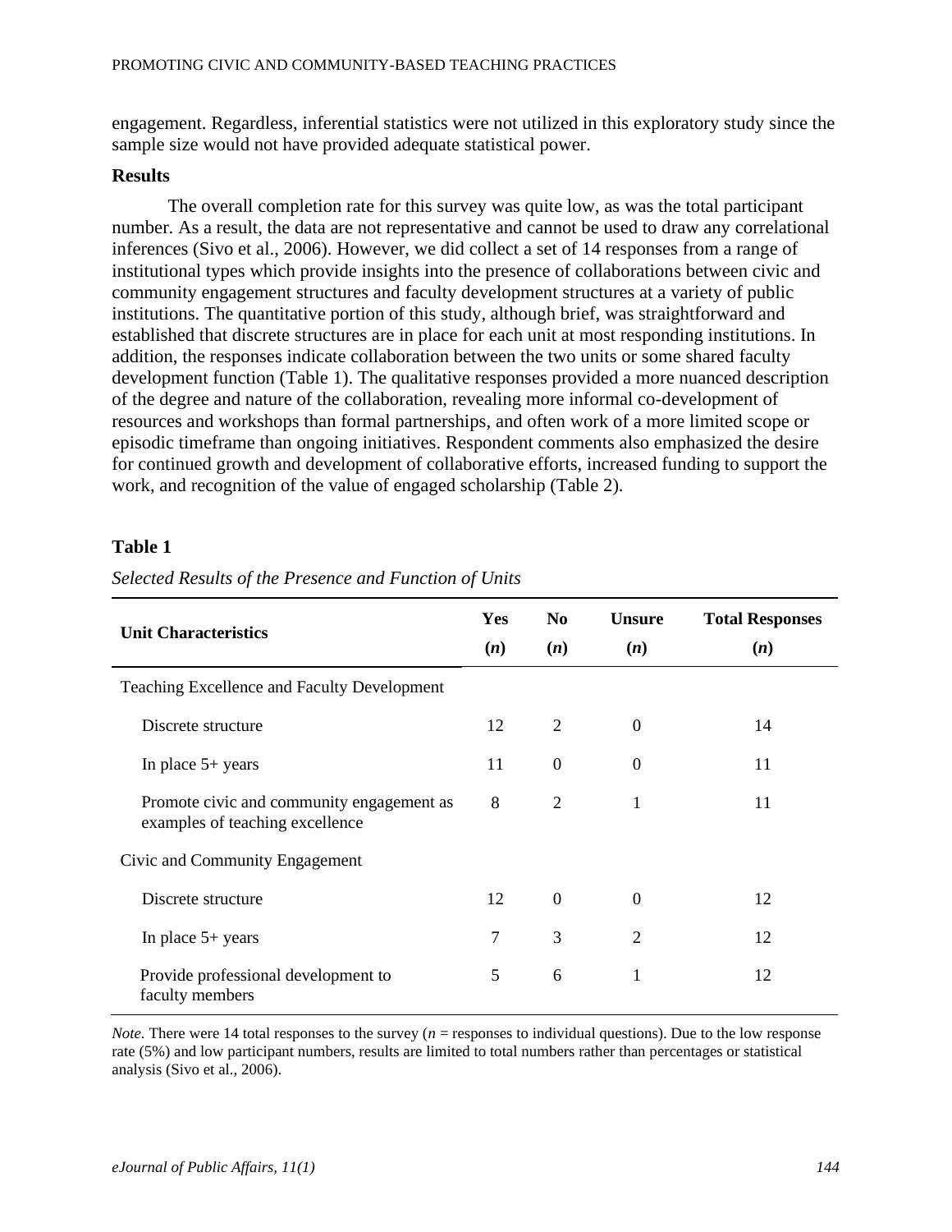engagement. Regardless, inferential statistics were not utilized in this exploratory study since the sample size would not have provided adequate statistical power.

### Results

The overall completion rate for this survey was quite low, as was the total participant number. As a result, the data are not representative and cannot be used to draw any correlational inferences (Sivo et al., 2006). However, we did collect a set of 14 responses from a range of institutional types which provide insights into the presence of collaborations between civic and community engagement structures and faculty development structures at a variety of public institutions. The quantitative portion of this study, although brief, was straightforward and established that discrete structures are in place for each unit at most responding institutions. In addition, the responses indicate collaboration between the two units or some shared faculty development function (Table 1). The qualitative responses provided a more nuanced description of the degree and nature of the collaboration, revealing more informal co-development of resources and workshops than formal partnerships, and often work of a more limited scope or episodic timeframe than ongoing initiatives. Respondent comments also emphasized the desire for continued growth and development of collaborative efforts, increased funding to support the work, and recognition of the value of engaged scholarship (Table 2).

**Table 1**

*Selected Results of the Presence and Function of Units*

| Unit Characteristics | Yes (*n*) | No (*n*) | Unsure (*n*) | Total Responses (*n*) |
|---|---|---|---|---|
| Teaching Excellence and Faculty Development | | | | |
| Discrete structure | 12 | 2 | 0 | 14 |
| In place 5+ years | 11 | 0 | 0 | 11 |
| Promote civic and community engagement as examples of teaching excellence | 8 | 2 | 1 | 11 |
| Civic and Community Engagement | | | | |
| Discrete structure | 12 | 0 | 0 | 12 |
| In place 5+ years | 7 | 3 | 2 | 12 |
| Provide professional development to faculty members | 5 | 6 | 1 | 12 |

*Note.* There were 14 total responses to the survey (*n* = responses to individual questions). Due to the low response rate (5%) and low participant numbers, results are limited to total numbers rather than percentages or statistical analysis (Sivo et al., 2006).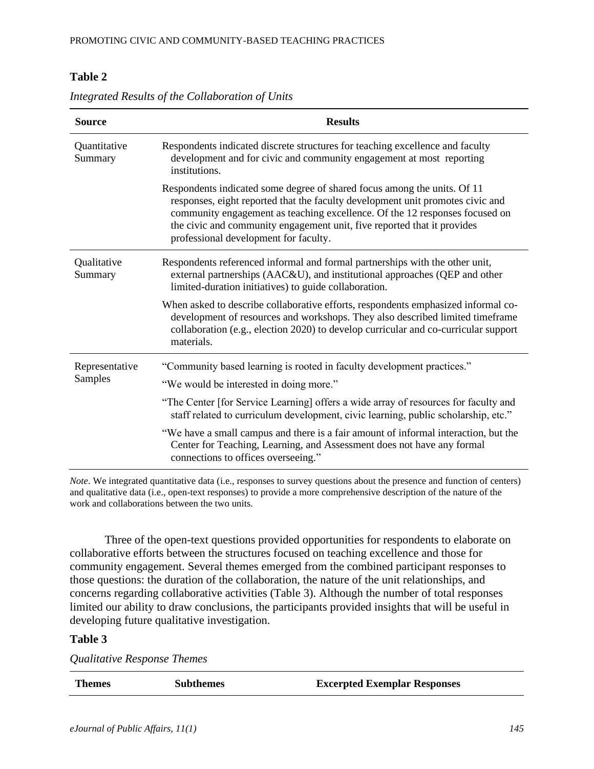**Table 2**

*Integrated Results of the Collaboration of Units*

| Source | Results |
|---|---|
| Quantitative Summary | Respondents indicated discrete structures for teaching excellence and faculty development and for civic and community engagement at most reporting institutions. |
| | Respondents indicated some degree of shared focus among the units. Of 11 responses, eight reported that the faculty development unit promotes civic and community engagement as teaching excellence. Of the 12 responses focused on the civic and community engagement unit, five reported that it provides professional development for faculty. |
| Qualitative Summary | Respondents referenced informal and formal partnerships with the other unit, external partnerships (AAC&U), and institutional approaches (QEP and other limited-duration initiatives) to guide collaboration. |
| | When asked to describe collaborative efforts, respondents emphasized informal co-development of resources and workshops. They also described limited timeframe collaboration (e.g., election 2020) to develop curricular and co-curricular support materials. |
| Representative Samples | "Community based learning is rooted in faculty development practices." |
| | "We would be interested in doing more." |
| | "The Center [for Service Learning] offers a wide array of resources for faculty and staff related to curriculum development, civic learning, public scholarship, etc." |
| | "We have a small campus and there is a fair amount of informal interaction, but the Center for Teaching, Learning, and Assessment does not have any formal connections to offices overseeing." |

*Note*. We integrated quantitative data (i.e., responses to survey questions about the presence and function of centers) and qualitative data (i.e., open-text responses) to provide a more comprehensive description of the nature of the work and collaborations between the two units.

Three of the open-text questions provided opportunities for respondents to elaborate on collaborative efforts between the structures focused on teaching excellence and those for community engagement. Several themes emerged from the combined participant responses to those questions: the duration of the collaboration, the nature of the unit relationships, and concerns regarding collaborative activities (Table 3). Although the number of total responses limited our ability to draw conclusions, the participants provided insights that will be useful in developing future qualitative investigation.

**Table 3**

*Qualitative Response Themes*

| Themes | Subthemes | Excerpted Exemplar Responses |
|---|---|---|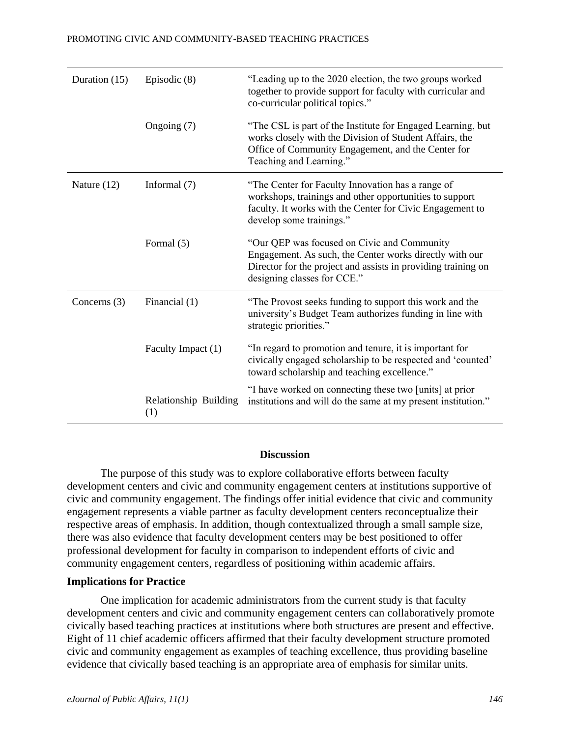| Duration (15) | Episodic (8) | "Leading up to the 2020 election, the two groups worked together to provide support for faculty with curricular and co-curricular political topics." |
|---|---|---|
| | Ongoing (7) | "The CSL is part of the Institute for Engaged Learning, but works closely with the Division of Student Affairs, the Office of Community Engagement, and the Center for Teaching and Learning." |
| Nature (12) | Informal (7) | "The Center for Faculty Innovation has a range of workshops, trainings and other opportunities to support faculty. It works with the Center for Civic Engagement to develop some trainings." |
| | Formal (5) | "Our QEP was focused on Civic and Community Engagement. As such, the Center works directly with our Director for the project and assists in providing training on designing classes for CCE." |
| Concerns (3) | Financial (1) | "The Provost seeks funding to support this work and the university's Budget Team authorizes funding in line with strategic priorities." |
| | Faculty Impact (1) | "In regard to promotion and tenure, it is important for civically engaged scholarship to be respected and 'counted' toward scholarship and teaching excellence." |
| | Relationship Building (1) | "I have worked on connecting these two [units] at prior institutions and will do the same at my present institution." |

## Discussion

The purpose of this study was to explore collaborative efforts between faculty development centers and civic and community engagement centers at institutions supportive of civic and community engagement. The findings offer initial evidence that civic and community engagement represents a viable partner as faculty development centers reconceptualize their respective areas of emphasis. In addition, though contextualized through a small sample size, there was also evidence that faculty development centers may be best positioned to offer professional development for faculty in comparison to independent efforts of civic and community engagement centers, regardless of positioning within academic affairs.

### Implications for Practice

One implication for academic administrators from the current study is that faculty development centers and civic and community engagement centers can collaboratively promote civically based teaching practices at institutions where both structures are present and effective. Eight of 11 chief academic officers affirmed that their faculty development structure promoted civic and community engagement as examples of teaching excellence, thus providing baseline evidence that civically based teaching is an appropriate area of emphasis for similar units.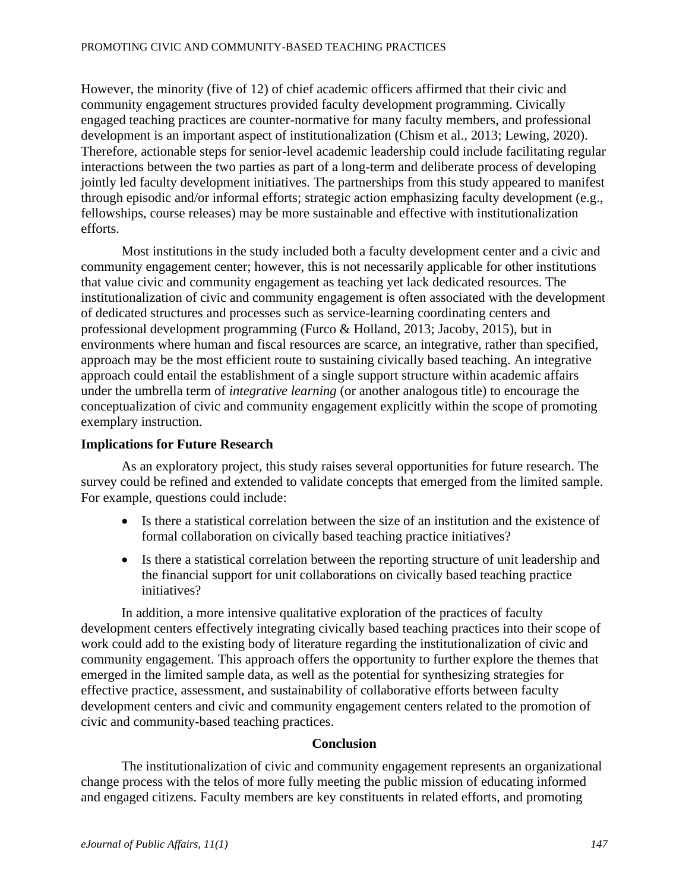However, the minority (five of 12) of chief academic officers affirmed that their civic and community engagement structures provided faculty development programming. Civically engaged teaching practices are counter-normative for many faculty members, and professional development is an important aspect of institutionalization (Chism et al., 2013; Lewing, 2020). Therefore, actionable steps for senior-level academic leadership could include facilitating regular interactions between the two parties as part of a long-term and deliberate process of developing jointly led faculty development initiatives. The partnerships from this study appeared to manifest through episodic and/or informal efforts; strategic action emphasizing faculty development (e.g., fellowships, course releases) may be more sustainable and effective with institutionalization efforts.

Most institutions in the study included both a faculty development center and a civic and community engagement center; however, this is not necessarily applicable for other institutions that value civic and community engagement as teaching yet lack dedicated resources. The institutionalization of civic and community engagement is often associated with the development of dedicated structures and processes such as service-learning coordinating centers and professional development programming (Furco & Holland, 2013; Jacoby, 2015), but in environments where human and fiscal resources are scarce, an integrative, rather than specified, approach may be the most efficient route to sustaining civically based teaching. An integrative approach could entail the establishment of a single support structure within academic affairs under the umbrella term of *integrative learning* (or another analogous title) to encourage the conceptualization of civic and community engagement explicitly within the scope of promoting exemplary instruction.

### Implications for Future Research

As an exploratory project, this study raises several opportunities for future research. The survey could be refined and extended to validate concepts that emerged from the limited sample. For example, questions could include:

- Is there a statistical correlation between the size of an institution and the existence of formal collaboration on civically based teaching practice initiatives?
- Is there a statistical correlation between the reporting structure of unit leadership and the financial support for unit collaborations on civically based teaching practice initiatives?

In addition, a more intensive qualitative exploration of the practices of faculty development centers effectively integrating civically based teaching practices into their scope of work could add to the existing body of literature regarding the institutionalization of civic and community engagement. This approach offers the opportunity to further explore the themes that emerged in the limited sample data, as well as the potential for synthesizing strategies for effective practice, assessment, and sustainability of collaborative efforts between faculty development centers and civic and community engagement centers related to the promotion of civic and community-based teaching practices.

## Conclusion

The institutionalization of civic and community engagement represents an organizational change process with the telos of more fully meeting the public mission of educating informed and engaged citizens. Faculty members are key constituents in related efforts, and promoting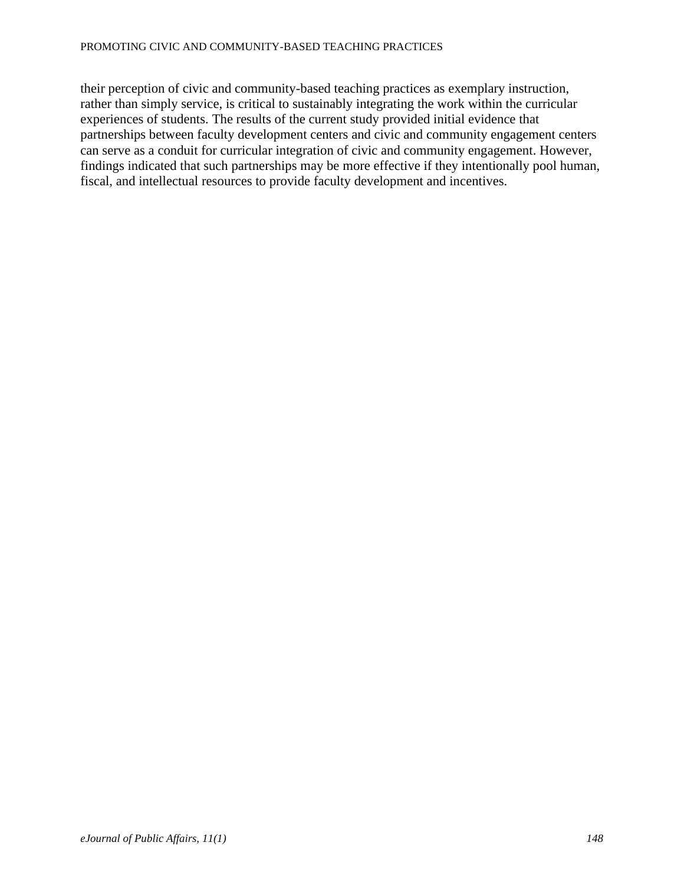their perception of civic and community-based teaching practices as exemplary instruction, rather than simply service, is critical to sustainably integrating the work within the curricular experiences of students. The results of the current study provided initial evidence that partnerships between faculty development centers and civic and community engagement centers can serve as a conduit for curricular integration of civic and community engagement. However, findings indicated that such partnerships may be more effective if they intentionally pool human, fiscal, and intellectual resources to provide faculty development and incentives.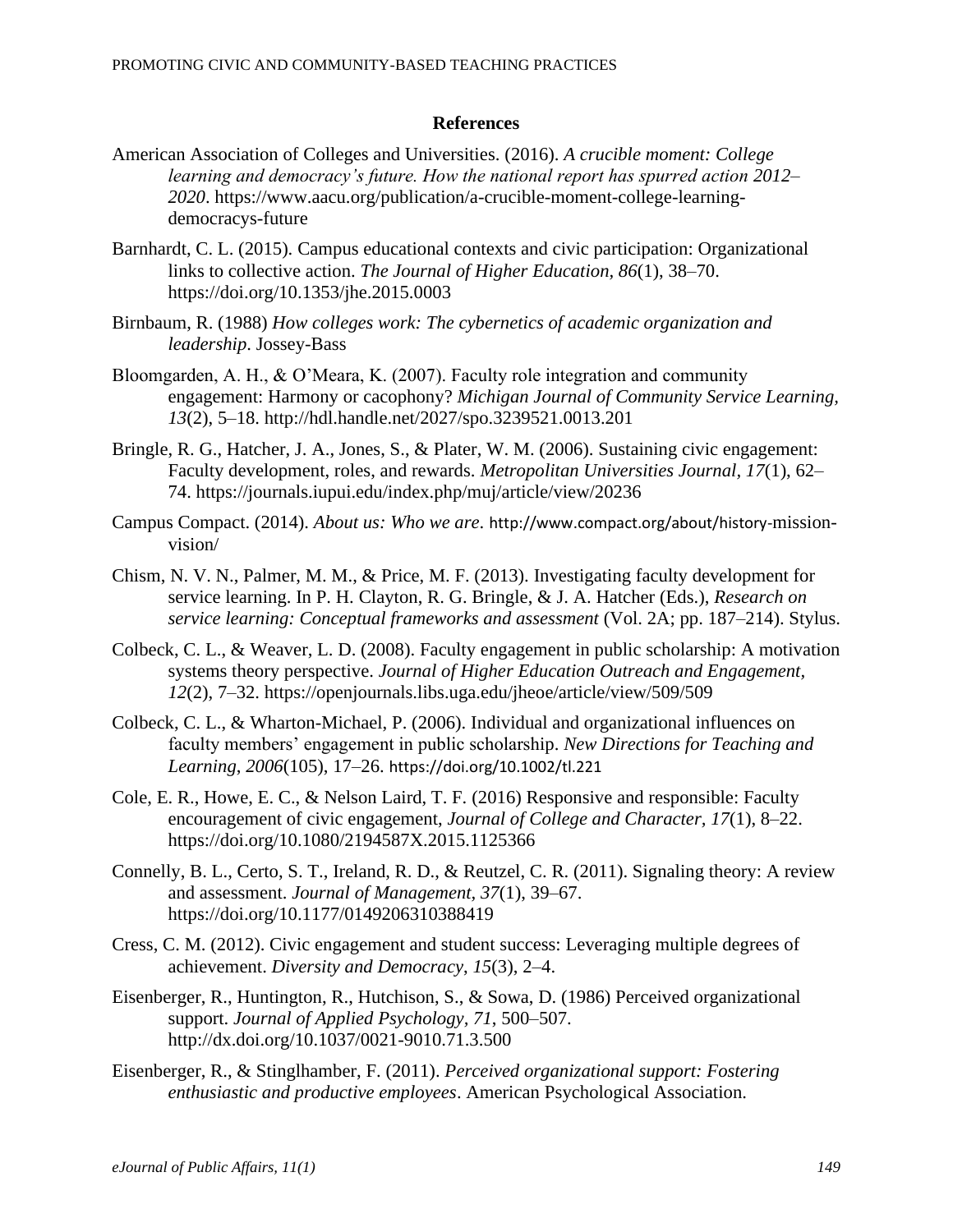## References

American Association of Colleges and Universities. (2016). *A crucible moment: College learning and democracy's future. How the national report has spurred action 2012–2020*. https://www.aacu.org/publication/a-crucible-moment-college-learning-democracys-future

Barnhardt, C. L. (2015). Campus educational contexts and civic participation: Organizational links to collective action. *The Journal of Higher Education, 86*(1), 38–70. https://doi.org/10.1353/jhe.2015.0003

Birnbaum, R. (1988) *How colleges work: The cybernetics of academic organization and leadership*. Jossey-Bass

Bloomgarden, A. H., & O'Meara, K. (2007). Faculty role integration and community engagement: Harmony or cacophony? *Michigan Journal of Community Service Learning, 13*(2), 5–18. http://hdl.handle.net/2027/spo.3239521.0013.201

Bringle, R. G., Hatcher, J. A., Jones, S., & Plater, W. M. (2006). Sustaining civic engagement: Faculty development, roles, and rewards. *Metropolitan Universities Journal, 17*(1), 62–74. https://journals.iupui.edu/index.php/muj/article/view/20236

Campus Compact. (2014). *About us: Who we are*. http://www.compact.org/about/history-mission-vision/

Chism, N. V. N., Palmer, M. M., & Price, M. F. (2013). Investigating faculty development for service learning. In P. H. Clayton, R. G. Bringle, & J. A. Hatcher (Eds.), *Research on service learning: Conceptual frameworks and assessment* (Vol. 2A; pp. 187–214). Stylus.

Colbeck, C. L., & Weaver, L. D. (2008). Faculty engagement in public scholarship: A motivation systems theory perspective. *Journal of Higher Education Outreach and Engagement, 12*(2), 7–32. https://openjournals.libs.uga.edu/jheoe/article/view/509/509

Colbeck, C. L., & Wharton-Michael, P. (2006). Individual and organizational influences on faculty members' engagement in public scholarship. *New Directions for Teaching and Learning, 2006*(105), 17–26. https://doi.org/10.1002/tl.221

Cole, E. R., Howe, E. C., & Nelson Laird, T. F. (2016) Responsive and responsible: Faculty encouragement of civic engagement, *Journal of College and Character, 17*(1), 8–22. https://doi.org/10.1080/2194587X.2015.1125366

Connelly, B. L., Certo, S. T., Ireland, R. D., & Reutzel, C. R. (2011). Signaling theory: A review and assessment. *Journal of Management, 37*(1), 39–67. https://doi.org/10.1177/0149206310388419

Cress, C. M. (2012). Civic engagement and student success: Leveraging multiple degrees of achievement. *Diversity and Democracy, 15*(3), 2–4.

Eisenberger, R., Huntington, R., Hutchison, S., & Sowa, D. (1986) Perceived organizational support. *Journal of Applied Psychology, 71*, 500–507. http://dx.doi.org/10.1037/0021-9010.71.3.500

Eisenberger, R., & Stinglhamber, F. (2011). *Perceived organizational support: Fostering enthusiastic and productive employees*. American Psychological Association.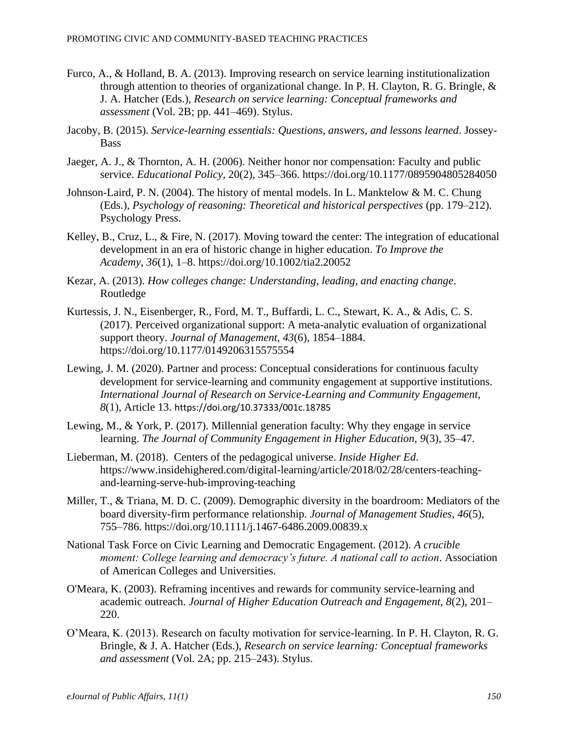Furco, A., & Holland, B. A. (2013). Improving research on service learning institutionalization through attention to theories of organizational change. In P. H. Clayton, R. G. Bringle, & J. A. Hatcher (Eds.), *Research on service learning: Conceptual frameworks and assessment* (Vol. 2B; pp. 441–469). Stylus.

Jacoby, B. (2015). *Service-learning essentials: Questions, answers, and lessons learned*. Jossey-Bass

Jaeger, A. J., & Thornton, A. H. (2006). Neither honor nor compensation: Faculty and public service. *Educational Policy*, 20(2), 345–366. https://doi.org/10.1177/0895904805284050

Johnson-Laird, P. N. (2004). The history of mental models. In L. Manktelow & M. C. Chung (Eds.), *Psychology of reasoning: Theoretical and historical perspectives* (pp. 179–212). Psychology Press.

Kelley, B., Cruz, L., & Fire, N. (2017). Moving toward the center: The integration of educational development in an era of historic change in higher education. *To Improve the Academy*, *36*(1), 1–8. https://doi.org/10.1002/tia2.20052

Kezar, A. (2013). *How colleges change: Understanding, leading, and enacting change*. Routledge

Kurtessis, J. N., Eisenberger, R., Ford, M. T., Buffardi, L. C., Stewart, K. A., & Adis, C. S. (2017). Perceived organizational support: A meta-analytic evaluation of organizational support theory. *Journal of Management*, *43*(6), 1854–1884. https://doi.org/10.1177/0149206315575554

Lewing, J. M. (2020). Partner and process: Conceptual considerations for continuous faculty development for service-learning and community engagement at supportive institutions. *International Journal of Research on Service-Learning and Community Engagement, 8*(1), Article 13. https://doi.org/10.37333/001c.18785

Lewing, M., & York, P. (2017). Millennial generation faculty: Why they engage in service learning. *The Journal of Community Engagement in Higher Education, 9*(3), 35–47.

Lieberman, M. (2018). Centers of the pedagogical universe. *Inside Higher Ed*. https://www.insidehighered.com/digital-learning/article/2018/02/28/centers-teaching-and-learning-serve-hub-improving-teaching

Miller, T., & Triana, M. D. C. (2009). Demographic diversity in the boardroom: Mediators of the board diversity-firm performance relationship. *Journal of Management Studies*, *46*(5), 755–786. https://doi.org/10.1111/j.1467-6486.2009.00839.x

National Task Force on Civic Learning and Democratic Engagement. (2012). *A crucible moment: College learning and democracy's future. A national call to action*. Association of American Colleges and Universities.

O'Meara, K. (2003). Reframing incentives and rewards for community service-learning and academic outreach. *Journal of Higher Education Outreach and Engagement, 8*(2), 201–220.

O'Meara, K. (2013). Research on faculty motivation for service-learning. In P. H. Clayton, R. G. Bringle, & J. A. Hatcher (Eds.), *Research on service learning: Conceptual frameworks and assessment* (Vol. 2A; pp. 215–243). Stylus.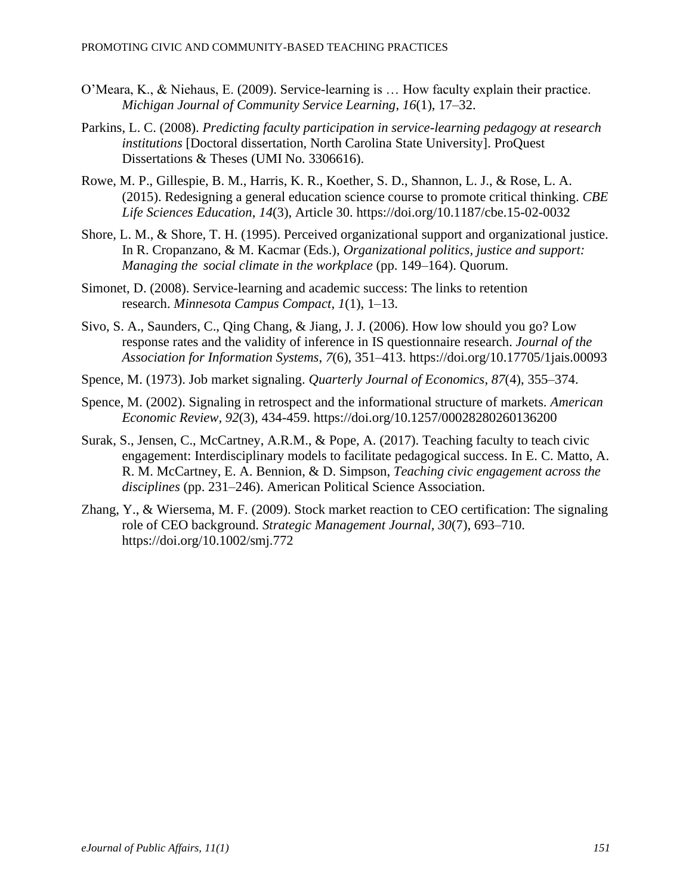O'Meara, K., & Niehaus, E. (2009). Service-learning is … How faculty explain their practice. *Michigan Journal of Community Service Learning*, *16*(1), 17–32.

Parkins, L. C. (2008). *Predicting faculty participation in service-learning pedagogy at research institutions* [Doctoral dissertation, North Carolina State University]. ProQuest Dissertations & Theses (UMI No. 3306616).

Rowe, M. P., Gillespie, B. M., Harris, K. R., Koether, S. D., Shannon, L. J., & Rose, L. A. (2015). Redesigning a general education science course to promote critical thinking. *CBE Life Sciences Education*, *14*(3), Article 30. https://doi.org/10.1187/cbe.15-02-0032

Shore, L. M., & Shore, T. H. (1995). Perceived organizational support and organizational justice. In R. Cropanzano, & M. Kacmar (Eds.), *Organizational politics, justice and support: Managing the social climate in the workplace* (pp. 149–164). Quorum.

Simonet, D. (2008). Service-learning and academic success: The links to retention research. *Minnesota Campus Compact*, *1*(1), 1–13.

Sivo, S. A., Saunders, C., Qing Chang, & Jiang, J. J. (2006). How low should you go? Low response rates and the validity of inference in IS questionnaire research. *Journal of the Association for Information Systems*, *7*(6), 351–413. https://doi.org/10.17705/1jais.00093

Spence, M. (1973). Job market signaling. *Quarterly Journal of Economics*, *87*(4), 355–374.

Spence, M. (2002). Signaling in retrospect and the informational structure of markets. *American Economic Review, 92*(3), 434-459. https://doi.org/10.1257/00028280260136200

Surak, S., Jensen, C., McCartney, A.R.M., & Pope, A. (2017). Teaching faculty to teach civic engagement: Interdisciplinary models to facilitate pedagogical success. In E. C. Matto, A. R. M. McCartney, E. A. Bennion, & D. Simpson, *Teaching civic engagement across the disciplines* (pp. 231–246). American Political Science Association.

Zhang, Y., & Wiersema, M. F. (2009). Stock market reaction to CEO certification: The signaling role of CEO background. *Strategic Management Journal*, *30*(7), 693–710. https://doi.org/10.1002/smj.772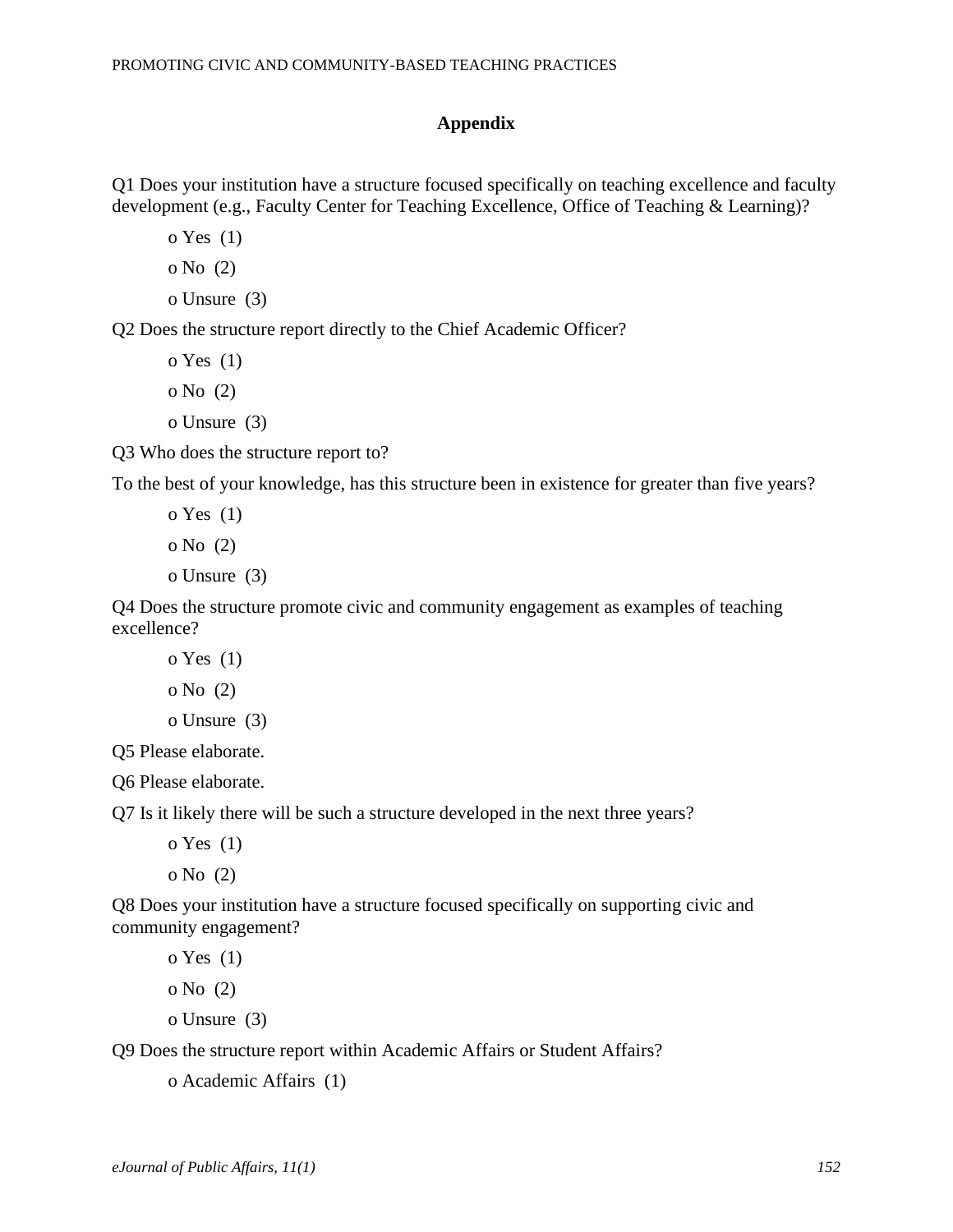## Appendix

Q1 Does your institution have a structure focused specifically on teaching excellence and faculty development (e.g., Faculty Center for Teaching Excellence, Office of Teaching & Learning)?

- o Yes (1)
- o No (2)
- o Unsure (3)

Q2 Does the structure report directly to the Chief Academic Officer?

- o Yes (1)
- o No (2)
- o Unsure (3)

Q3 Who does the structure report to?

To the best of your knowledge, has this structure been in existence for greater than five years?

- o Yes (1)
- o No (2)
- o Unsure (3)

Q4 Does the structure promote civic and community engagement as examples of teaching excellence?

- o Yes (1)
- o No (2)
- o Unsure (3)

Q5 Please elaborate.

Q6 Please elaborate.

Q7 Is it likely there will be such a structure developed in the next three years?

- o Yes (1)
- o No (2)

Q8 Does your institution have a structure focused specifically on supporting civic and community engagement?

- o Yes (1)
- o No (2)
- o Unsure (3)

Q9 Does the structure report within Academic Affairs or Student Affairs?

- o Academic Affairs (1)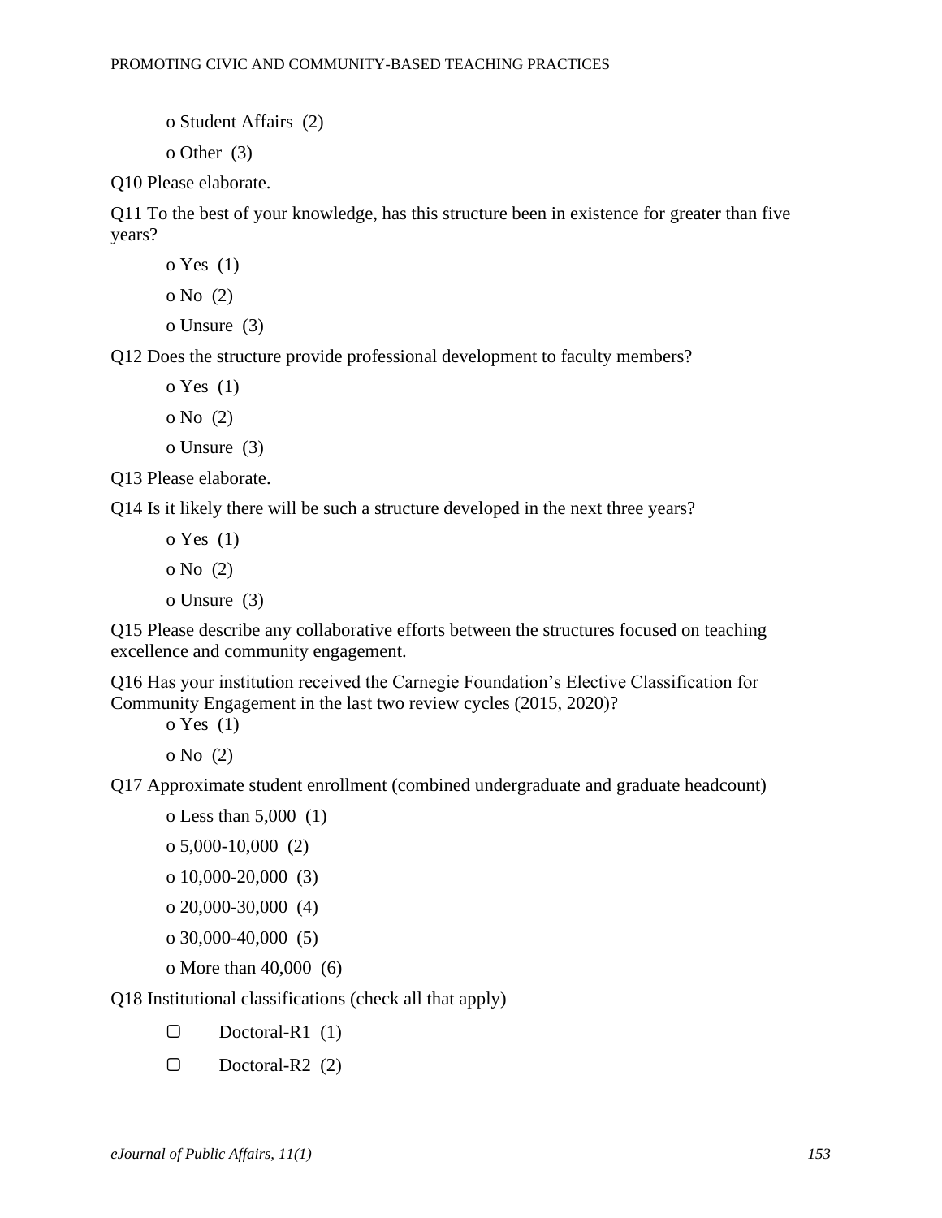o Student Affairs (2)

o Other (3)

Q10 Please elaborate.

Q11 To the best of your knowledge, has this structure been in existence for greater than five years?

o Yes (1)

o No (2)

o Unsure (3)

Q12 Does the structure provide professional development to faculty members?

o Yes (1)

o No (2)

o Unsure (3)

Q13 Please elaborate.

Q14 Is it likely there will be such a structure developed in the next three years?

o Yes (1)

o No (2)

o Unsure (3)

Q15 Please describe any collaborative efforts between the structures focused on teaching excellence and community engagement.

Q16 Has your institution received the Carnegie Foundation's Elective Classification for Community Engagement in the last two review cycles (2015, 2020)?

o Yes (1)

o No (2)

Q17 Approximate student enrollment (combined undergraduate and graduate headcount)

o Less than 5,000 (1)

o 5,000-10,000 (2)

o 10,000-20,000 (3)

o 20,000-30,000 (4)

o 30,000-40,000 (5)

o More than 40,000 (6)

Q18 Institutional classifications (check all that apply)

▢ Doctoral-R1 (1)

▢ Doctoral-R2 (2)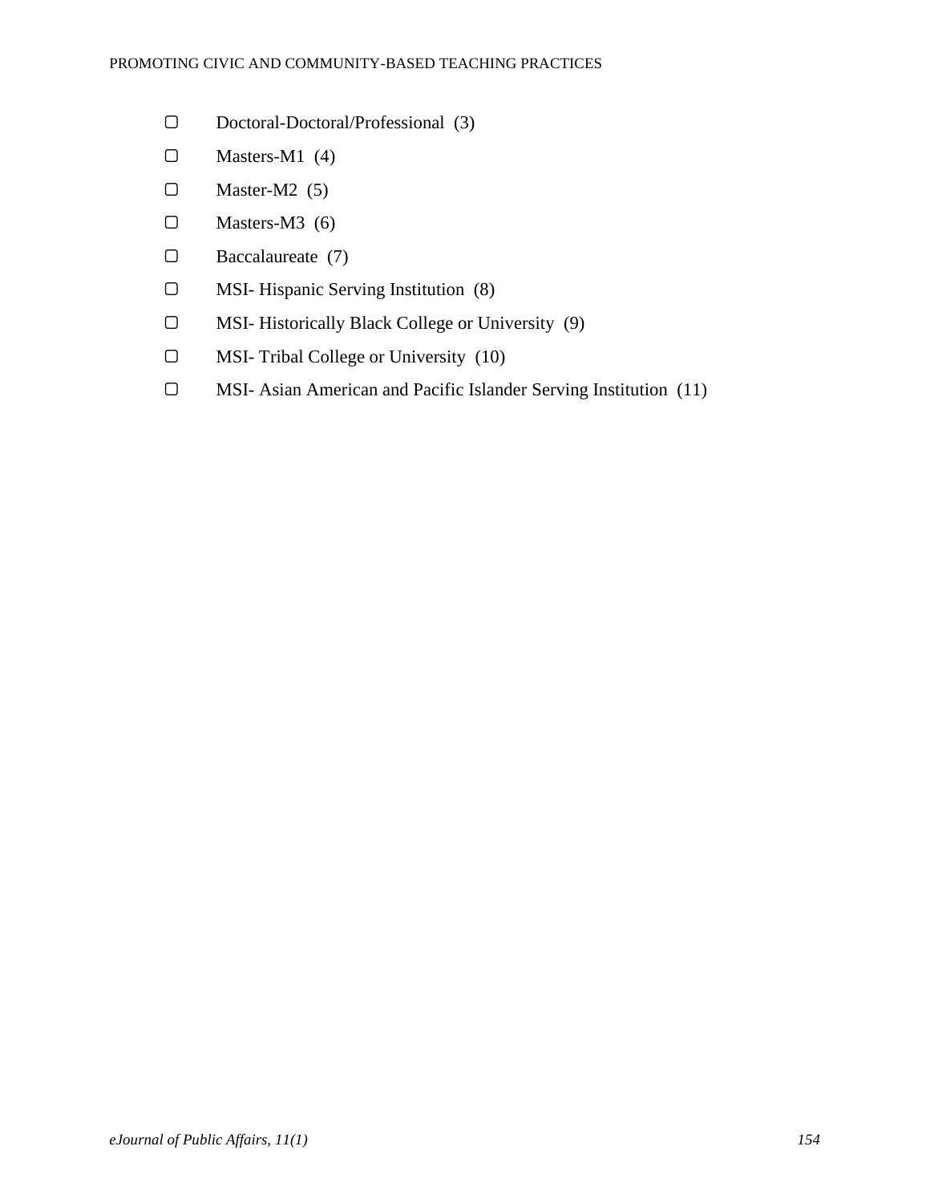- ▢ Doctoral-Doctoral/Professional (3)
- ▢ Masters-M1 (4)
- ▢ Master-M2 (5)
- ▢ Masters-M3 (6)
- ▢ Baccalaureate (7)
- ▢ MSI- Hispanic Serving Institution (8)
- ▢ MSI- Historically Black College or University (9)
- ▢ MSI- Tribal College or University (10)
- ▢ MSI- Asian American and Pacific Islander Serving Institution (11)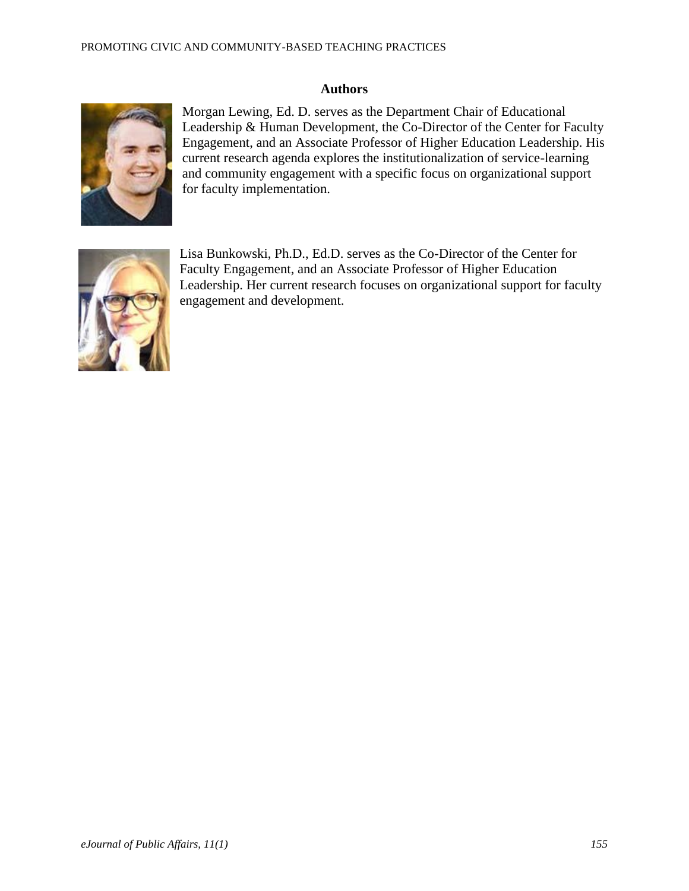**Authors**

Morgan Lewing, Ed. D. serves as the Department Chair of Educational Leadership & Human Development, the Co-Director of the Center for Faculty Engagement, and an Associate Professor of Higher Education Leadership. His current research agenda explores the institutionalization of service-learning and community engagement with a specific focus on organizational support for faculty implementation.

Lisa Bunkowski, Ph.D., Ed.D. serves as the Co-Director of the Center for Faculty Engagement, and an Associate Professor of Higher Education Leadership. Her current research focuses on organizational support for faculty engagement and development.